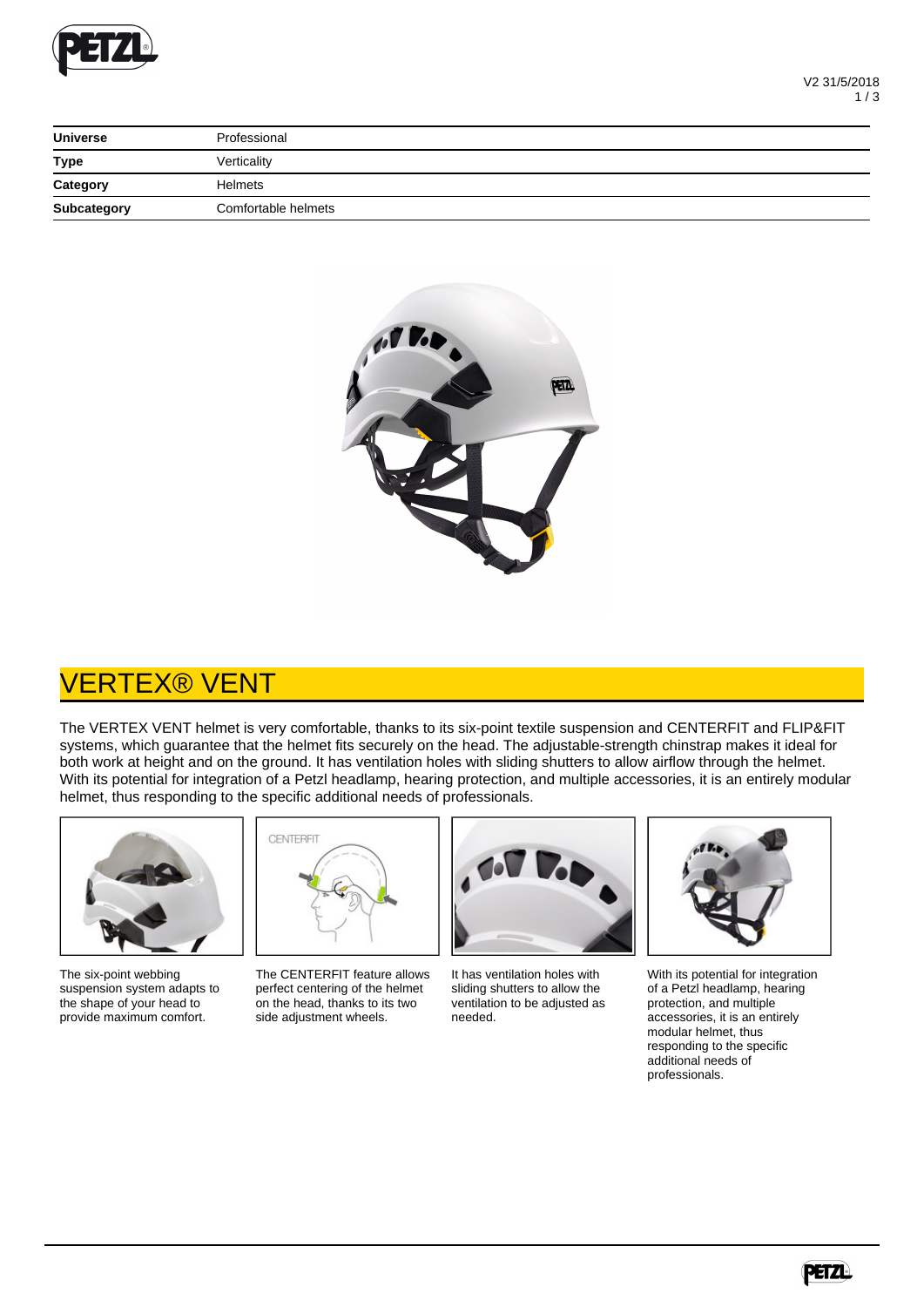| Universe | Professional |
| --- | --- |
| Type | Verticality |
| Category | Helmets |
| Subcategory | Comfortable helmets |

# VERTEX® VENT

The VERTEX VENT helmet is very comfortable, thanks to its six-point textile suspension and CENTERFIT and FLIP&FIT systems, which guarantee that the helmet fits securely on the head. The adjustable-strength chinstrap makes it ideal for both work at height and on the ground. It has ventilation holes with sliding shutters to allow airflow through the helmet. With its potential for integration of a Petzl headlamp, hearing protection, and multiple accessories, it is an entirely modular helmet, thus responding to the specific additional needs of professionals.

The six-point webbing suspension system adapts to the shape of your head to provide maximum comfort.

The CENTERFIT feature allows perfect centering of the helmet on the head, thanks to its two side adjustment wheels.

It has ventilation holes with sliding shutters to allow the ventilation to be adjusted as needed.

With its potential for integration of a Petzl headlamp, hearing protection, and multiple accessories, it is an entirely modular helmet, thus responding to the specific additional needs of professionals.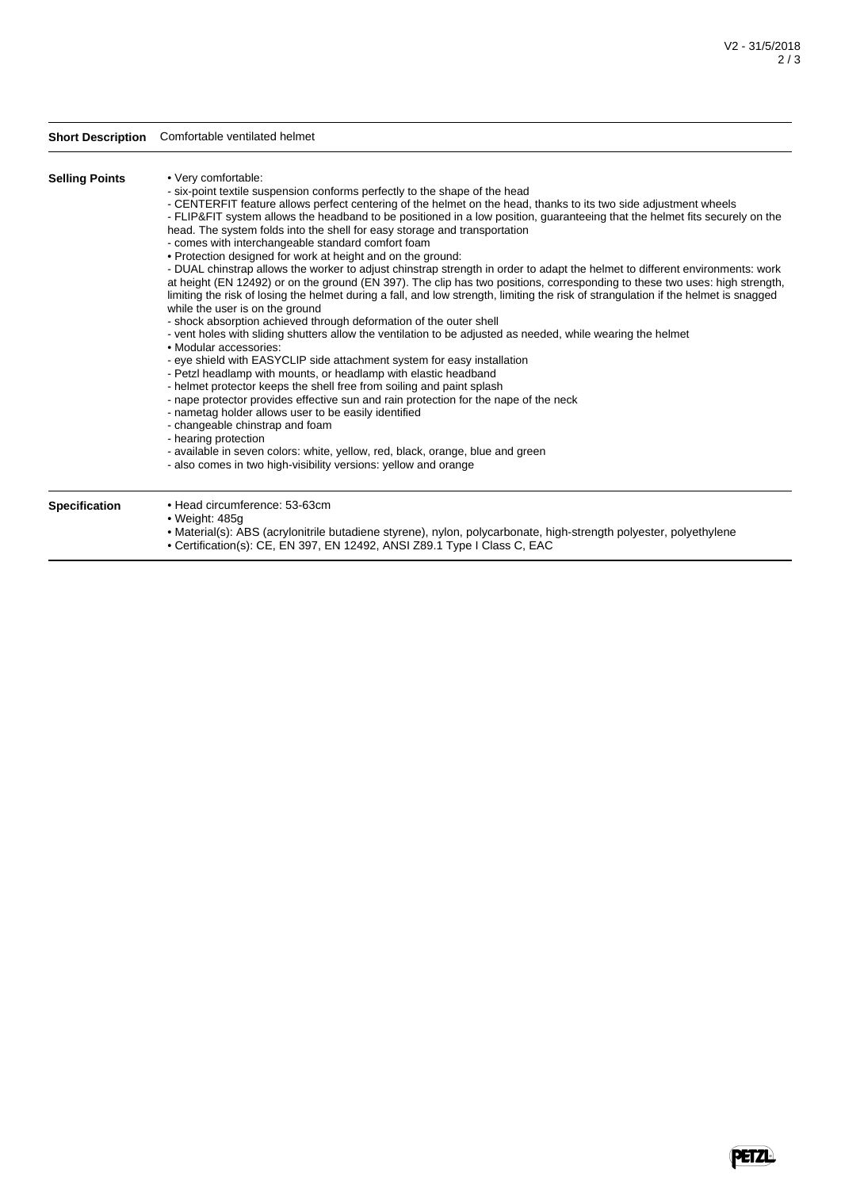**Short Description** Comfortable ventilated helmet

**Selling Points**

- Very comfortable:
  - six-point textile suspension conforms perfectly to the shape of the head
  - CENTERFIT feature allows perfect centering of the helmet on the head, thanks to its two side adjustment wheels
  - FLIP&FIT system allows the headband to be positioned in a low position, guaranteeing that the helmet fits securely on the head. The system folds into the shell for easy storage and transportation
  - comes with interchangeable standard comfort foam
- Protection designed for work at height and on the ground:
  - DUAL chinstrap allows the worker to adjust chinstrap strength in order to adapt the helmet to different environments: work at height (EN 12492) or on the ground (EN 397). The clip has two positions, corresponding to these two uses: high strength, limiting the risk of losing the helmet during a fall, and low strength, limiting the risk of strangulation if the helmet is snagged while the user is on the ground
  - shock absorption achieved through deformation of the outer shell
  - vent holes with sliding shutters allow the ventilation to be adjusted as needed, while wearing the helmet
- Modular accessories:
  - eye shield with EASYCLIP side attachment system for easy installation
  - Petzl headlamp with mounts, or headlamp with elastic headband
  - helmet protector keeps the shell free from soiling and paint splash
  - nape protector provides effective sun and rain protection for the nape of the neck
  - nametag holder allows user to be easily identified
  - changeable chinstrap and foam
  - hearing protection
  - available in seven colors: white, yellow, red, black, orange, blue and green
  - also comes in two high-visibility versions: yellow and orange

**Specification**

- Head circumference: 53-63cm
- Weight: 485g
- Material(s): ABS (acrylonitrile butadiene styrene), nylon, polycarbonate, high-strength polyester, polyethylene
- Certification(s): CE, EN 397, EN 12492, ANSI Z89.1 Type I Class C, EAC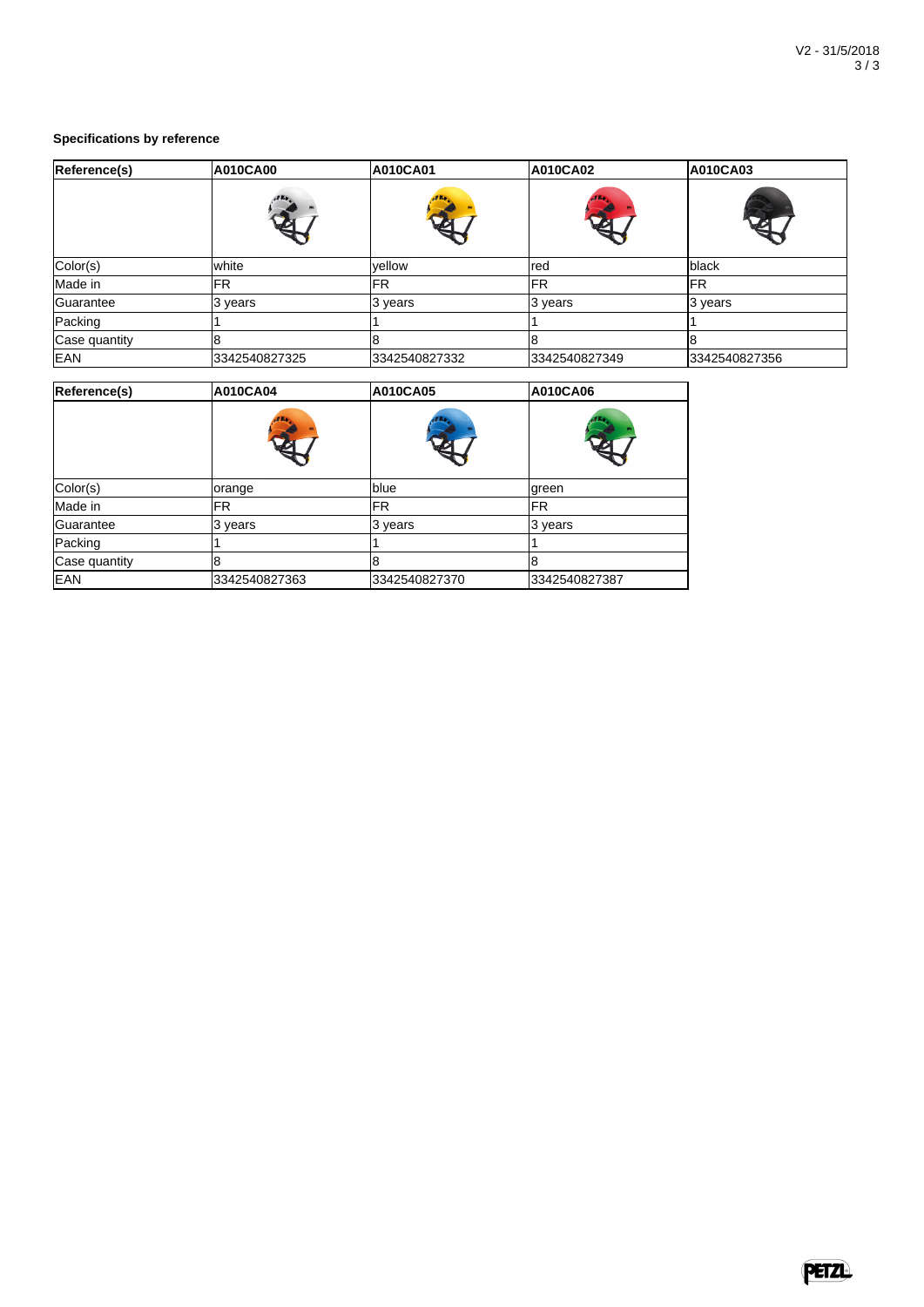**Specifications by reference**

| Reference(s) | A010CA00 | A010CA01 | A010CA02 | A010CA03 |
|---|---|---|---|---|
| | | | | |
| Color(s) | white | yellow | red | black |
| Made in | FR | FR | FR | FR |
| Guarantee | 3 years | 3 years | 3 years | 3 years |
| Packing | 1 | 1 | 1 | 1 |
| Case quantity | 8 | 8 | 8 | 8 |
| EAN | 3342540827325 | 3342540827332 | 3342540827349 | 3342540827356 |

| Reference(s) | A010CA04 | A010CA05 | A010CA06 |
|---|---|---|---|
| | | | |
| Color(s) | orange | blue | green |
| Made in | FR | FR | FR |
| Guarantee | 3 years | 3 years | 3 years |
| Packing | 1 | 1 | 1 |
| Case quantity | 8 | 8 | 8 |
| EAN | 3342540827363 | 3342540827370 | 3342540827387 |